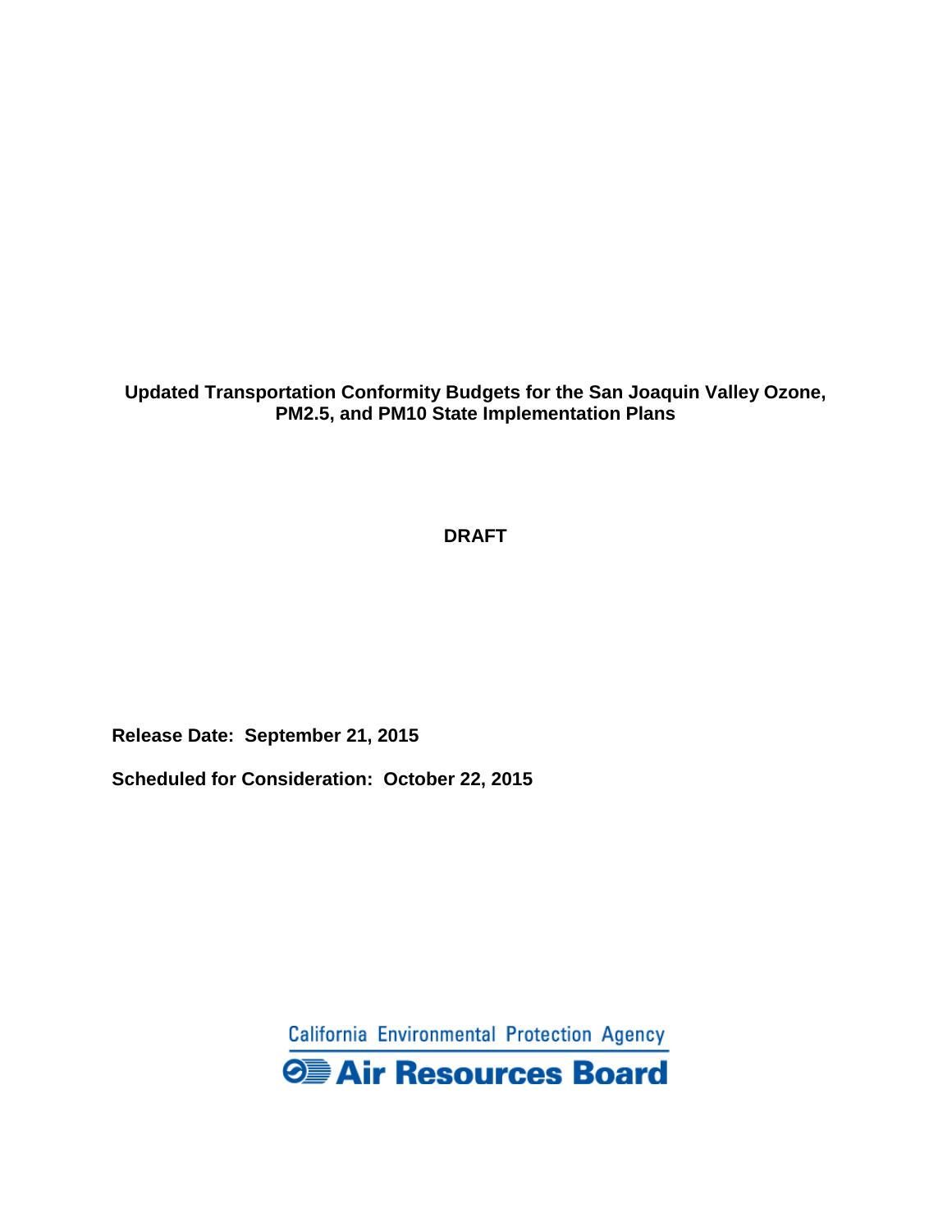# Updated Transportation Conformity Budgets for the San Joaquin Valley Ozone, PM2.5, and PM10 State Implementation Plans

**DRAFT**

**Release Date: September 21, 2015**

**Scheduled for Consideration: October 22, 2015**

California Environmental Protection Agency

**Air Resources Board**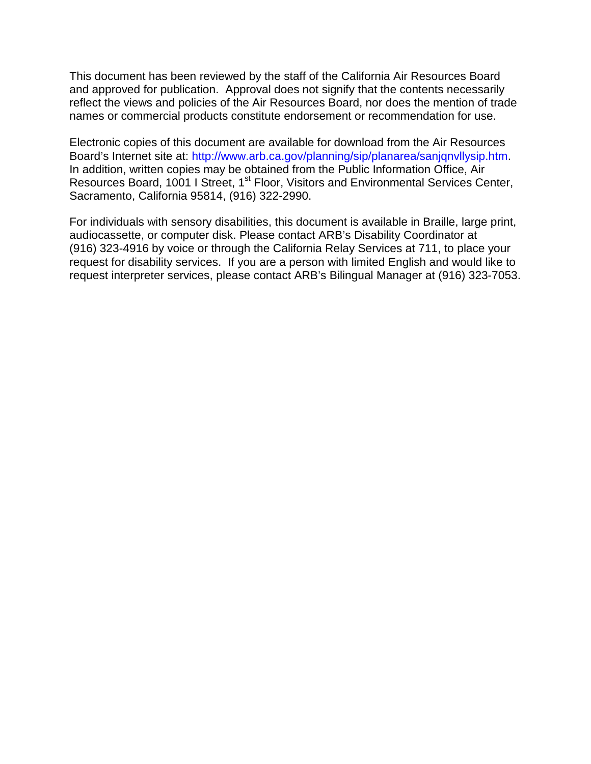This document has been reviewed by the staff of the California Air Resources Board and approved for publication. Approval does not signify that the contents necessarily reflect the views and policies of the Air Resources Board, nor does the mention of trade names or commercial products constitute endorsement or recommendation for use.

Electronic copies of this document are available for download from the Air Resources Board's Internet site at: http://www.arb.ca.gov/planning/sip/planarea/sanjqnvllysip.htm. In addition, written copies may be obtained from the Public Information Office, Air Resources Board, 1001 I Street, 1st Floor, Visitors and Environmental Services Center, Sacramento, California 95814, (916) 322-2990.

For individuals with sensory disabilities, this document is available in Braille, large print, audiocassette, or computer disk. Please contact ARB's Disability Coordinator at (916) 323-4916 by voice or through the California Relay Services at 711, to place your request for disability services. If you are a person with limited English and would like to request interpreter services, please contact ARB's Bilingual Manager at (916) 323-7053.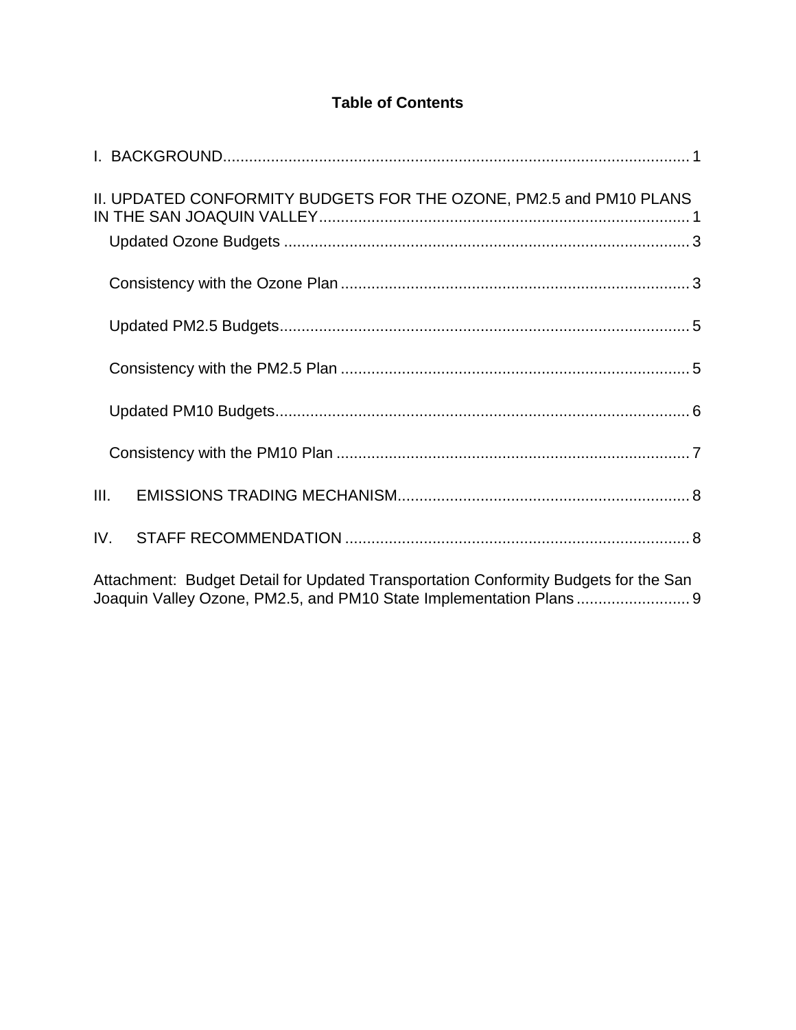## Table of Contents

I. BACKGROUND........................................................................................................ 1

II. UPDATED CONFORMITY BUDGETS FOR THE OZONE, PM2.5 and PM10 PLANS IN THE SAN JOAQUIN VALLEY.................................................................................... 1

- Updated Ozone Budgets ........................................................................................... 3
- Consistency with the Ozone Plan ............................................................................... 3
- Updated PM2.5 Budgets............................................................................................ 5
- Consistency with the PM2.5 Plan ............................................................................... 5
- Updated PM10 Budgets............................................................................................. 6
- Consistency with the PM10 Plan ................................................................................ 7

III. EMISSIONS TRADING MECHANISM.................................................................. 8

IV. STAFF RECOMMENDATION ............................................................................. 8

Attachment: Budget Detail for Updated Transportation Conformity Budgets for the San Joaquin Valley Ozone, PM2.5, and PM10 State Implementation Plans .......................... 9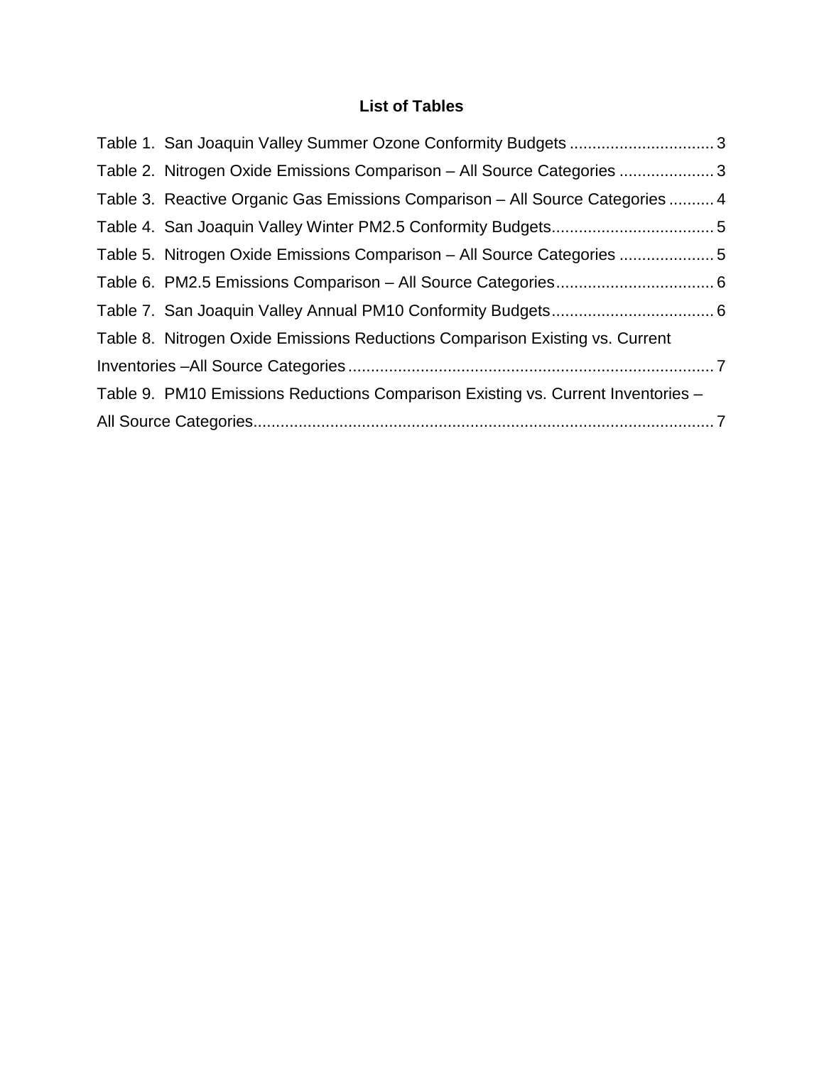## List of Tables

Table 1. San Joaquin Valley Summer Ozone Conformity Budgets ................................ 3

Table 2. Nitrogen Oxide Emissions Comparison – All Source Categories ..................... 3

Table 3. Reactive Organic Gas Emissions Comparison – All Source Categories .......... 4

Table 4. San Joaquin Valley Winter PM2.5 Conformity Budgets.................................... 5

Table 5. Nitrogen Oxide Emissions Comparison – All Source Categories ..................... 5

Table 6. PM2.5 Emissions Comparison – All Source Categories................................... 6

Table 7. San Joaquin Valley Annual PM10 Conformity Budgets.................................... 6

Table 8. Nitrogen Oxide Emissions Reductions Comparison Existing vs. Current Inventories –All Source Categories ................................................................................. 7

Table 9. PM10 Emissions Reductions Comparison Existing vs. Current Inventories – All Source Categories...................................................................................................... 7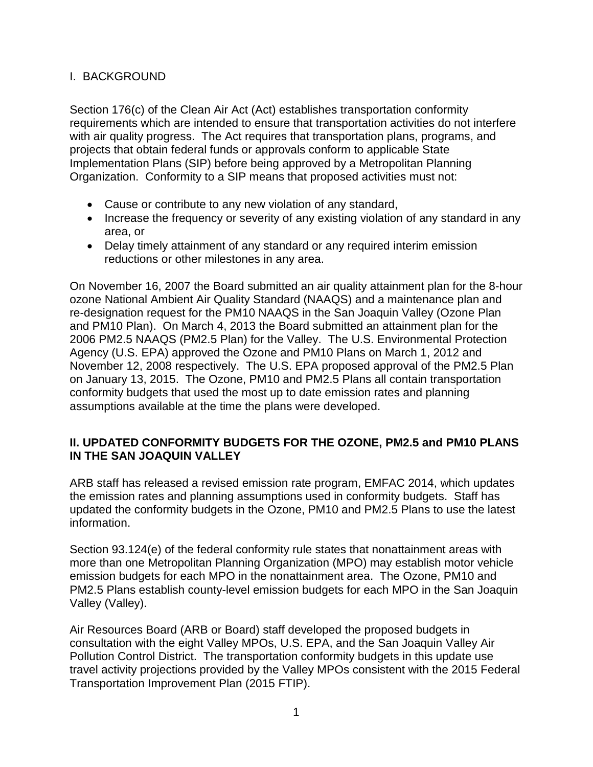## I. BACKGROUND

Section 176(c) of the Clean Air Act (Act) establishes transportation conformity requirements which are intended to ensure that transportation activities do not interfere with air quality progress. The Act requires that transportation plans, programs, and projects that obtain federal funds or approvals conform to applicable State Implementation Plans (SIP) before being approved by a Metropolitan Planning Organization. Conformity to a SIP means that proposed activities must not:

- Cause or contribute to any new violation of any standard,
- Increase the frequency or severity of any existing violation of any standard in any area, or
- Delay timely attainment of any standard or any required interim emission reductions or other milestones in any area.

On November 16, 2007 the Board submitted an air quality attainment plan for the 8-hour ozone National Ambient Air Quality Standard (NAAQS) and a maintenance plan and re-designation request for the PM10 NAAQS in the San Joaquin Valley (Ozone Plan and PM10 Plan). On March 4, 2013 the Board submitted an attainment plan for the 2006 PM2.5 NAAQS (PM2.5 Plan) for the Valley. The U.S. Environmental Protection Agency (U.S. EPA) approved the Ozone and PM10 Plans on March 1, 2012 and November 12, 2008 respectively. The U.S. EPA proposed approval of the PM2.5 Plan on January 13, 2015. The Ozone, PM10 and PM2.5 Plans all contain transportation conformity budgets that used the most up to date emission rates and planning assumptions available at the time the plans were developed.

## II. UPDATED CONFORMITY BUDGETS FOR THE OZONE, PM2.5 and PM10 PLANS IN THE SAN JOAQUIN VALLEY

ARB staff has released a revised emission rate program, EMFAC 2014, which updates the emission rates and planning assumptions used in conformity budgets. Staff has updated the conformity budgets in the Ozone, PM10 and PM2.5 Plans to use the latest information.

Section 93.124(e) of the federal conformity rule states that nonattainment areas with more than one Metropolitan Planning Organization (MPO) may establish motor vehicle emission budgets for each MPO in the nonattainment area. The Ozone, PM10 and PM2.5 Plans establish county-level emission budgets for each MPO in the San Joaquin Valley (Valley).

Air Resources Board (ARB or Board) staff developed the proposed budgets in consultation with the eight Valley MPOs, U.S. EPA, and the San Joaquin Valley Air Pollution Control District. The transportation conformity budgets in this update use travel activity projections provided by the Valley MPOs consistent with the 2015 Federal Transportation Improvement Plan (2015 FTIP).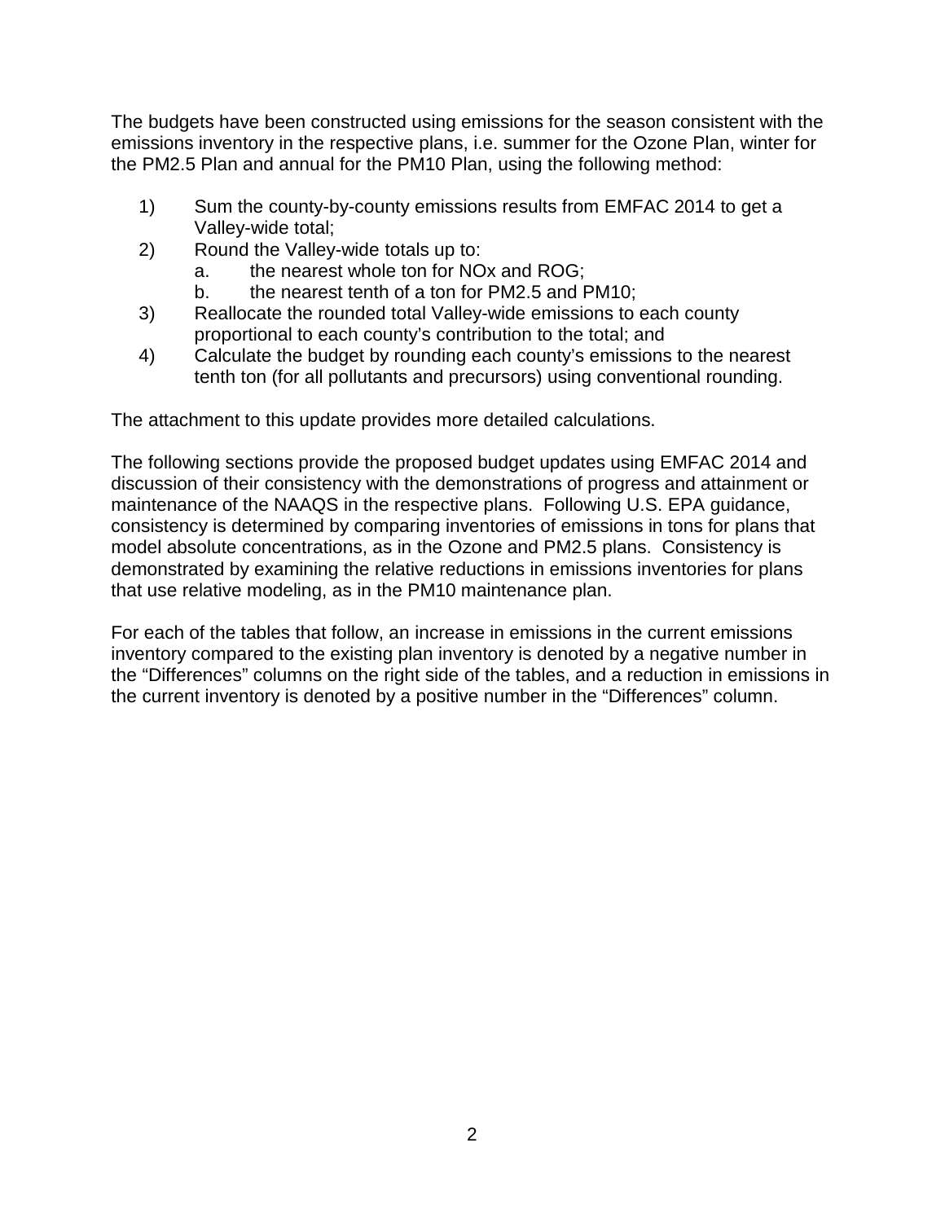The budgets have been constructed using emissions for the season consistent with the emissions inventory in the respective plans, i.e. summer for the Ozone Plan, winter for the PM2.5 Plan and annual for the PM10 Plan, using the following method:

1) Sum the county-by-county emissions results from EMFAC 2014 to get a Valley-wide total;
2) Round the Valley-wide totals up to:
   a. the nearest whole ton for NOx and ROG;
   b. the nearest tenth of a ton for PM2.5 and PM10;
3) Reallocate the rounded total Valley-wide emissions to each county proportional to each county's contribution to the total; and
4) Calculate the budget by rounding each county's emissions to the nearest tenth ton (for all pollutants and precursors) using conventional rounding.

The attachment to this update provides more detailed calculations.

The following sections provide the proposed budget updates using EMFAC 2014 and discussion of their consistency with the demonstrations of progress and attainment or maintenance of the NAAQS in the respective plans. Following U.S. EPA guidance, consistency is determined by comparing inventories of emissions in tons for plans that model absolute concentrations, as in the Ozone and PM2.5 plans. Consistency is demonstrated by examining the relative reductions in emissions inventories for plans that use relative modeling, as in the PM10 maintenance plan.

For each of the tables that follow, an increase in emissions in the current emissions inventory compared to the existing plan inventory is denoted by a negative number in the "Differences" columns on the right side of the tables, and a reduction in emissions in the current inventory is denoted by a positive number in the "Differences" column.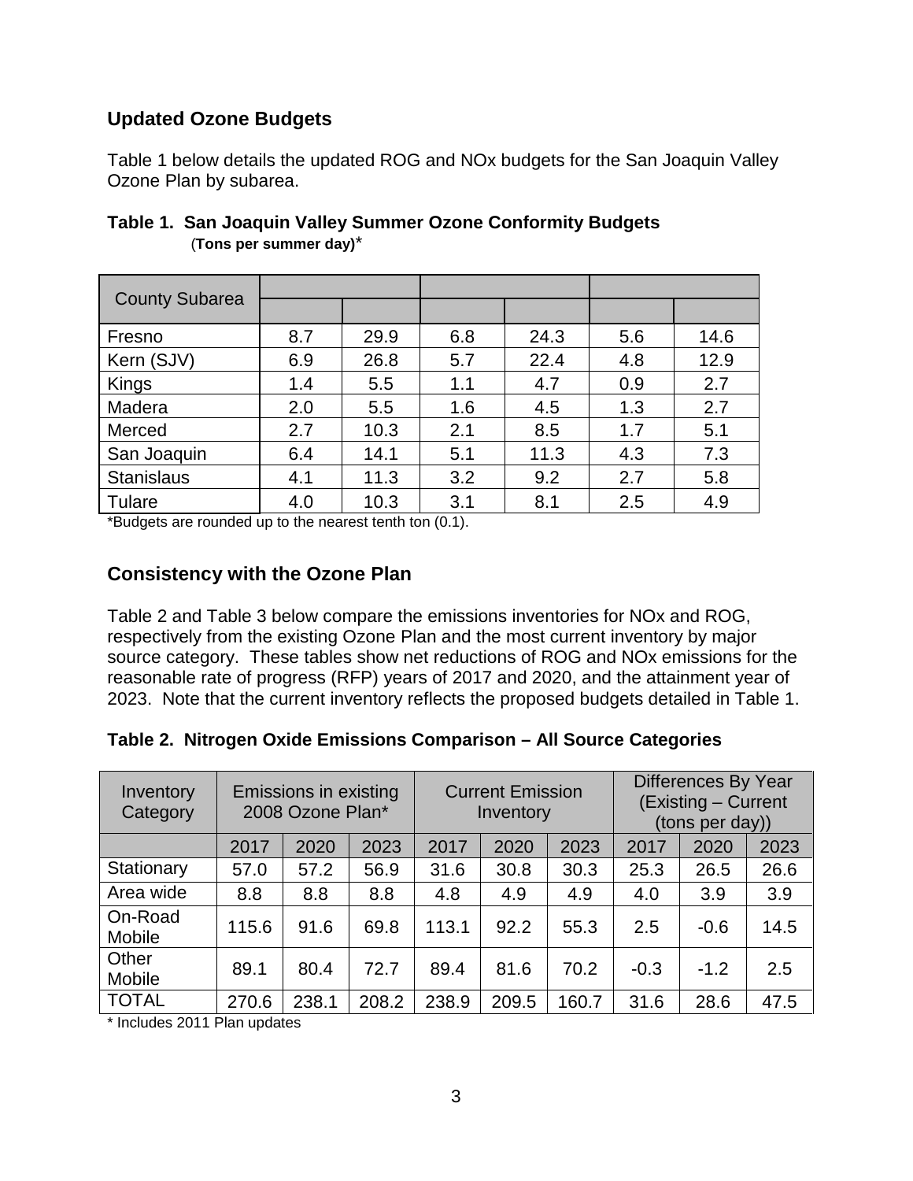## Updated Ozone Budgets

Table 1 below details the updated ROG and NOx budgets for the San Joaquin Valley Ozone Plan by subarea.

**Table 1. San Joaquin Valley Summer Ozone Conformity Budgets**
(**Tons per summer day)***

| County Subarea | | | | | | |
|---|---|---|---|---|---|---|
| | | | | | | |
| Fresno | 8.7 | 29.9 | 6.8 | 24.3 | 5.6 | 14.6 |
| Kern (SJV) | 6.9 | 26.8 | 5.7 | 22.4 | 4.8 | 12.9 |
| Kings | 1.4 | 5.5 | 1.1 | 4.7 | 0.9 | 2.7 |
| Madera | 2.0 | 5.5 | 1.6 | 4.5 | 1.3 | 2.7 |
| Merced | 2.7 | 10.3 | 2.1 | 8.5 | 1.7 | 5.1 |
| San Joaquin | 6.4 | 14.1 | 5.1 | 11.3 | 4.3 | 7.3 |
| Stanislaus | 4.1 | 11.3 | 3.2 | 9.2 | 2.7 | 5.8 |
| Tulare | 4.0 | 10.3 | 3.1 | 8.1 | 2.5 | 4.9 |

*Budgets are rounded up to the nearest tenth ton (0.1).

## Consistency with the Ozone Plan

Table 2 and Table 3 below compare the emissions inventories for NOx and ROG, respectively from the existing Ozone Plan and the most current inventory by major source category. These tables show net reductions of ROG and NOx emissions for the reasonable rate of progress (RFP) years of 2017 and 2020, and the attainment year of 2023. Note that the current inventory reflects the proposed budgets detailed in Table 1.

**Table 2. Nitrogen Oxide Emissions Comparison – All Source Categories**

| Inventory Category | Emissions in existing 2008 Ozone Plan* | | | Current Emission Inventory | | | Differences By Year (Existing – Current (tons per day)) | | |
|---|---|---|---|---|---|---|---|---|---|
| | 2017 | 2020 | 2023 | 2017 | 2020 | 2023 | 2017 | 2020 | 2023 |
| Stationary | 57.0 | 57.2 | 56.9 | 31.6 | 30.8 | 30.3 | 25.3 | 26.5 | 26.6 |
| Area wide | 8.8 | 8.8 | 8.8 | 4.8 | 4.9 | 4.9 | 4.0 | 3.9 | 3.9 |
| On-Road Mobile | 115.6 | 91.6 | 69.8 | 113.1 | 92.2 | 55.3 | 2.5 | -0.6 | 14.5 |
| Other Mobile | 89.1 | 80.4 | 72.7 | 89.4 | 81.6 | 70.2 | -0.3 | -1.2 | 2.5 |
| TOTAL | 270.6 | 238.1 | 208.2 | 238.9 | 209.5 | 160.7 | 31.6 | 28.6 | 47.5 |

* Includes 2011 Plan updates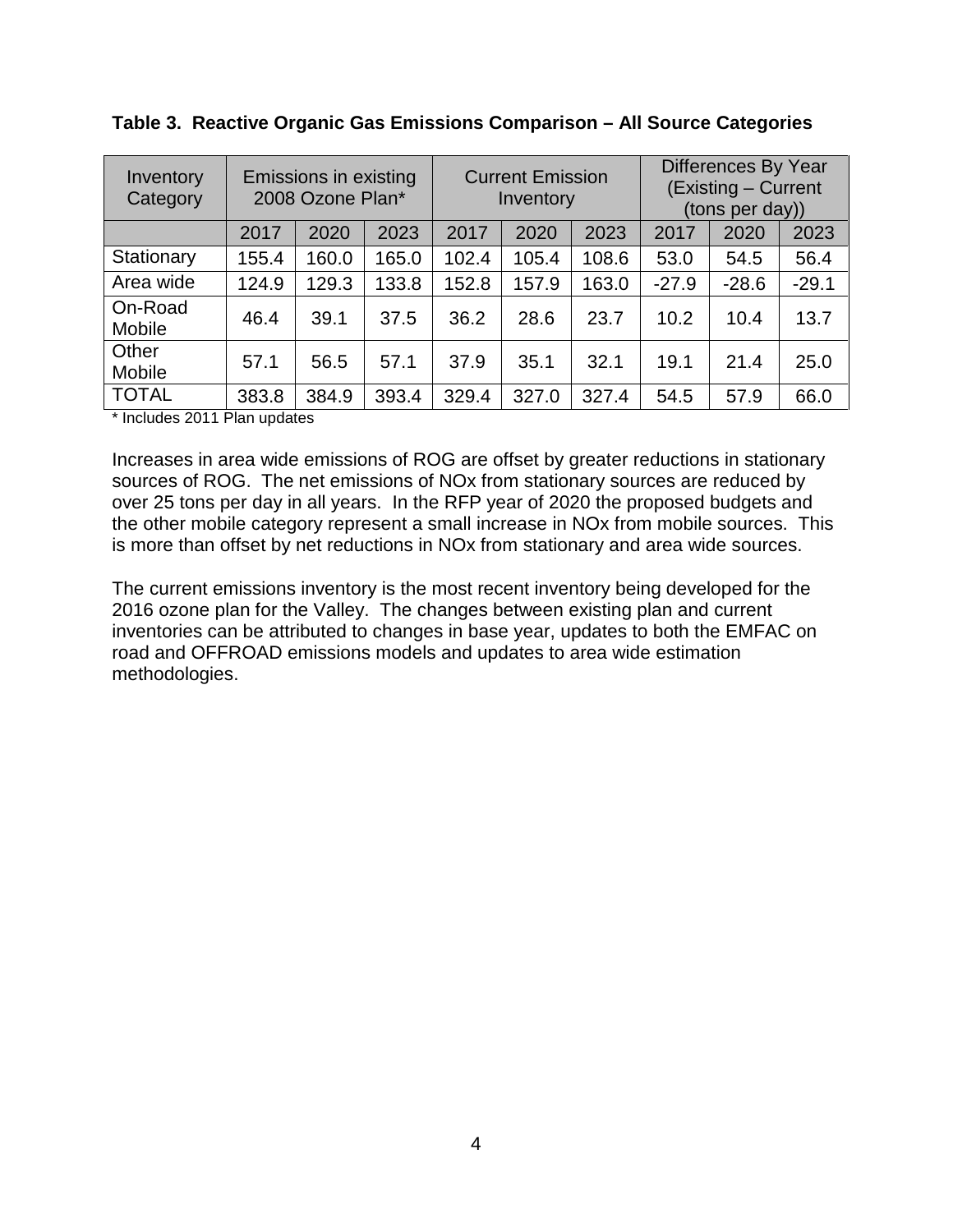**Table 3. Reactive Organic Gas Emissions Comparison – All Source Categories**

| Inventory Category | Emissions in existing 2008 Ozone Plan* | | | Current Emission Inventory | | | Differences By Year (Existing – Current (tons per day)) | | |
|---|---|---|---|---|---|---|---|---|---|
| | 2017 | 2020 | 2023 | 2017 | 2020 | 2023 | 2017 | 2020 | 2023 |
| Stationary | 155.4 | 160.0 | 165.0 | 102.4 | 105.4 | 108.6 | 53.0 | 54.5 | 56.4 |
| Area wide | 124.9 | 129.3 | 133.8 | 152.8 | 157.9 | 163.0 | -27.9 | -28.6 | -29.1 |
| On-Road Mobile | 46.4 | 39.1 | 37.5 | 36.2 | 28.6 | 23.7 | 10.2 | 10.4 | 13.7 |
| Other Mobile | 57.1 | 56.5 | 57.1 | 37.9 | 35.1 | 32.1 | 19.1 | 21.4 | 25.0 |
| TOTAL | 383.8 | 384.9 | 393.4 | 329.4 | 327.0 | 327.4 | 54.5 | 57.9 | 66.0 |

* Includes 2011 Plan updates

Increases in area wide emissions of ROG are offset by greater reductions in stationary sources of ROG. The net emissions of NOx from stationary sources are reduced by over 25 tons per day in all years. In the RFP year of 2020 the proposed budgets and the other mobile category represent a small increase in NOx from mobile sources. This is more than offset by net reductions in NOx from stationary and area wide sources.

The current emissions inventory is the most recent inventory being developed for the 2016 ozone plan for the Valley. The changes between existing plan and current inventories can be attributed to changes in base year, updates to both the EMFAC on road and OFFROAD emissions models and updates to area wide estimation methodologies.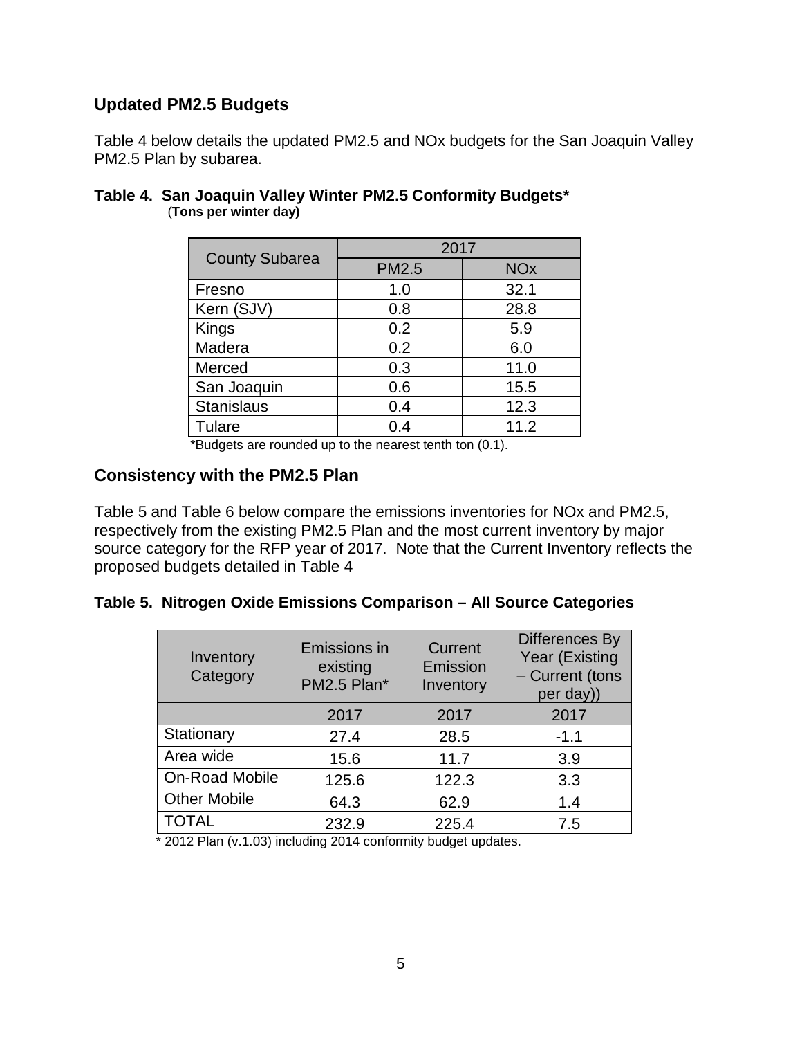## Updated PM2.5 Budgets

Table 4 below details the updated PM2.5 and NOx budgets for the San Joaquin Valley PM2.5 Plan by subarea.

**Table 4. San Joaquin Valley Winter PM2.5 Conformity Budgets***
**(Tons per winter day)**

| County Subarea | 2017 | |
|---|---|---|
| | PM2.5 | NOx |
| Fresno | 1.0 | 32.1 |
| Kern (SJV) | 0.8 | 28.8 |
| Kings | 0.2 | 5.9 |
| Madera | 0.2 | 6.0 |
| Merced | 0.3 | 11.0 |
| San Joaquin | 0.6 | 15.5 |
| Stanislaus | 0.4 | 12.3 |
| Tulare | 0.4 | 11.2 |

*Budgets are rounded up to the nearest tenth ton (0.1).

## Consistency with the PM2.5 Plan

Table 5 and Table 6 below compare the emissions inventories for NOx and PM2.5, respectively from the existing PM2.5 Plan and the most current inventory by major source category for the RFP year of 2017. Note that the Current Inventory reflects the proposed budgets detailed in Table 4

**Table 5. Nitrogen Oxide Emissions Comparison – All Source Categories**

| Inventory Category | Emissions in existing PM2.5 Plan* | Current Emission Inventory | Differences By Year (Existing – Current (tons per day)) |
|---|---|---|---|
| | 2017 | 2017 | 2017 |
| Stationary | 27.4 | 28.5 | -1.1 |
| Area wide | 15.6 | 11.7 | 3.9 |
| On-Road Mobile | 125.6 | 122.3 | 3.3 |
| Other Mobile | 64.3 | 62.9 | 1.4 |
| TOTAL | 232.9 | 225.4 | 7.5 |

* 2012 Plan (v.1.03) including 2014 conformity budget updates.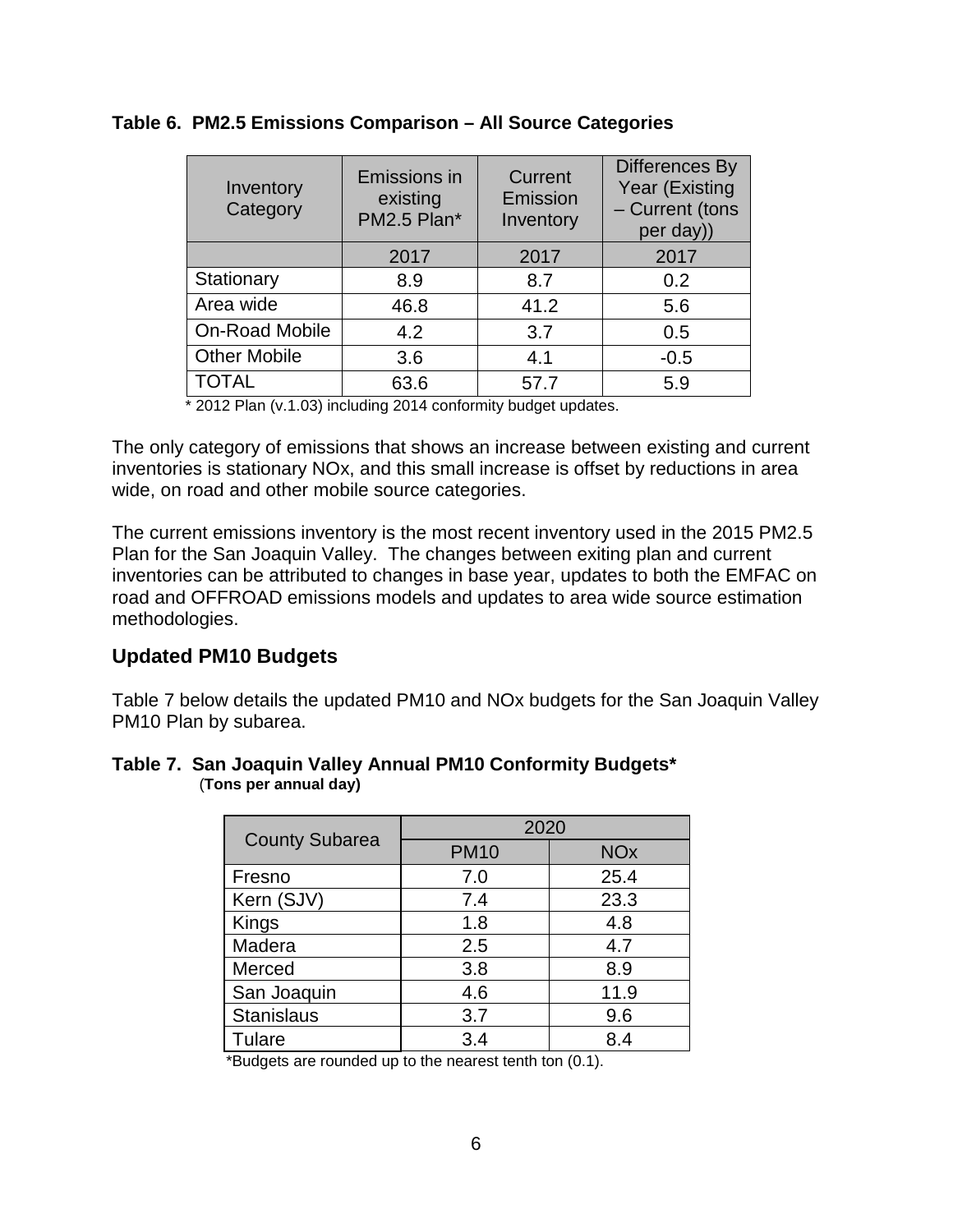**Table 6. PM2.5 Emissions Comparison – All Source Categories**

| Inventory Category | Emissions in existing PM2.5 Plan* | Current Emission Inventory | Differences By Year (Existing – Current (tons per day)) |
|---|---|---|---|
| | 2017 | 2017 | 2017 |
| Stationary | 8.9 | 8.7 | 0.2 |
| Area wide | 46.8 | 41.2 | 5.6 |
| On-Road Mobile | 4.2 | 3.7 | 0.5 |
| Other Mobile | 3.6 | 4.1 | -0.5 |
| TOTAL | 63.6 | 57.7 | 5.9 |

\* 2012 Plan (v.1.03) including 2014 conformity budget updates.

The only category of emissions that shows an increase between existing and current inventories is stationary NOx, and this small increase is offset by reductions in area wide, on road and other mobile source categories.

The current emissions inventory is the most recent inventory used in the 2015 PM2.5 Plan for the San Joaquin Valley. The changes between exiting plan and current inventories can be attributed to changes in base year, updates to both the EMFAC on road and OFFROAD emissions models and updates to area wide source estimation methodologies.

## Updated PM10 Budgets

Table 7 below details the updated PM10 and NOx budgets for the San Joaquin Valley PM10 Plan by subarea.

**Table 7. San Joaquin Valley Annual PM10 Conformity Budgets***
**(Tons per annual day)**

| County Subarea | 2020 | |
|---|---|---|
| | PM10 | NOx |
| Fresno | 7.0 | 25.4 |
| Kern (SJV) | 7.4 | 23.3 |
| Kings | 1.8 | 4.8 |
| Madera | 2.5 | 4.7 |
| Merced | 3.8 | 8.9 |
| San Joaquin | 4.6 | 11.9 |
| Stanislaus | 3.7 | 9.6 |
| Tulare | 3.4 | 8.4 |

*Budgets are rounded up to the nearest tenth ton (0.1).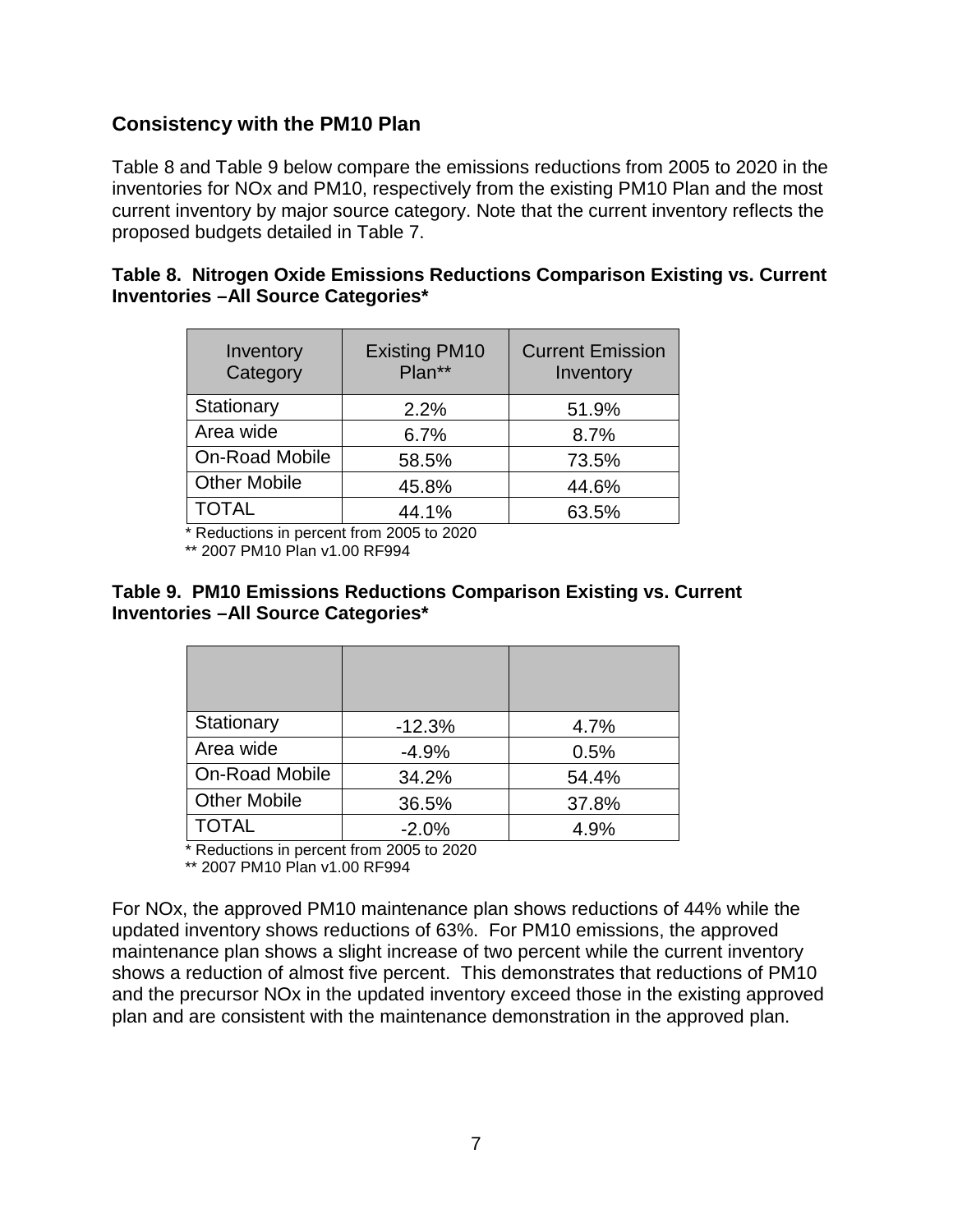## Consistency with the PM10 Plan

Table 8 and Table 9 below compare the emissions reductions from 2005 to 2020 in the inventories for NOx and PM10, respectively from the existing PM10 Plan and the most current inventory by major source category. Note that the current inventory reflects the proposed budgets detailed in Table 7.

**Table 8. Nitrogen Oxide Emissions Reductions Comparison Existing vs. Current Inventories –All Source Categories***

| Inventory Category | Existing PM10 Plan** | Current Emission Inventory |
|---|---|---|
| Stationary | 2.2% | 51.9% |
| Area wide | 6.7% | 8.7% |
| On-Road Mobile | 58.5% | 73.5% |
| Other Mobile | 45.8% | 44.6% |
| TOTAL | 44.1% | 63.5% |

* Reductions in percent from 2005 to 2020

** 2007 PM10 Plan v1.00 RF994

**Table 9. PM10 Emissions Reductions Comparison Existing vs. Current Inventories –All Source Categories***

| | | |
|---|---|---|
| Stationary | -12.3% | 4.7% |
| Area wide | -4.9% | 0.5% |
| On-Road Mobile | 34.2% | 54.4% |
| Other Mobile | 36.5% | 37.8% |
| TOTAL | -2.0% | 4.9% |

* Reductions in percent from 2005 to 2020

** 2007 PM10 Plan v1.00 RF994

For NOx, the approved PM10 maintenance plan shows reductions of 44% while the updated inventory shows reductions of 63%. For PM10 emissions, the approved maintenance plan shows a slight increase of two percent while the current inventory shows a reduction of almost five percent. This demonstrates that reductions of PM10 and the precursor NOx in the updated inventory exceed those in the existing approved plan and are consistent with the maintenance demonstration in the approved plan.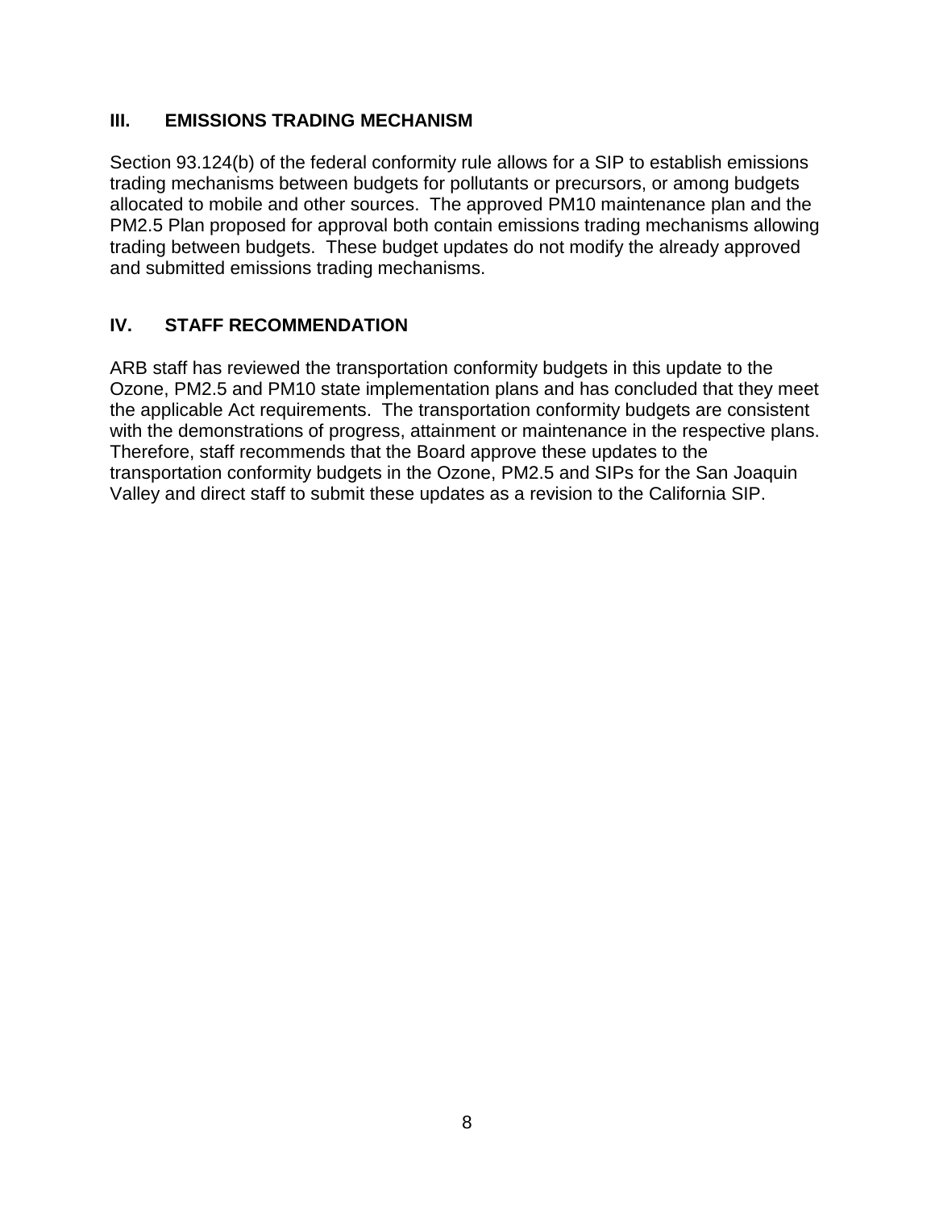## III. EMISSIONS TRADING MECHANISM

Section 93.124(b) of the federal conformity rule allows for a SIP to establish emissions trading mechanisms between budgets for pollutants or precursors, or among budgets allocated to mobile and other sources. The approved PM10 maintenance plan and the PM2.5 Plan proposed for approval both contain emissions trading mechanisms allowing trading between budgets. These budget updates do not modify the already approved and submitted emissions trading mechanisms.

## IV. STAFF RECOMMENDATION

ARB staff has reviewed the transportation conformity budgets in this update to the Ozone, PM2.5 and PM10 state implementation plans and has concluded that they meet the applicable Act requirements. The transportation conformity budgets are consistent with the demonstrations of progress, attainment or maintenance in the respective plans. Therefore, staff recommends that the Board approve these updates to the transportation conformity budgets in the Ozone, PM2.5 and SIPs for the San Joaquin Valley and direct staff to submit these updates as a revision to the California SIP.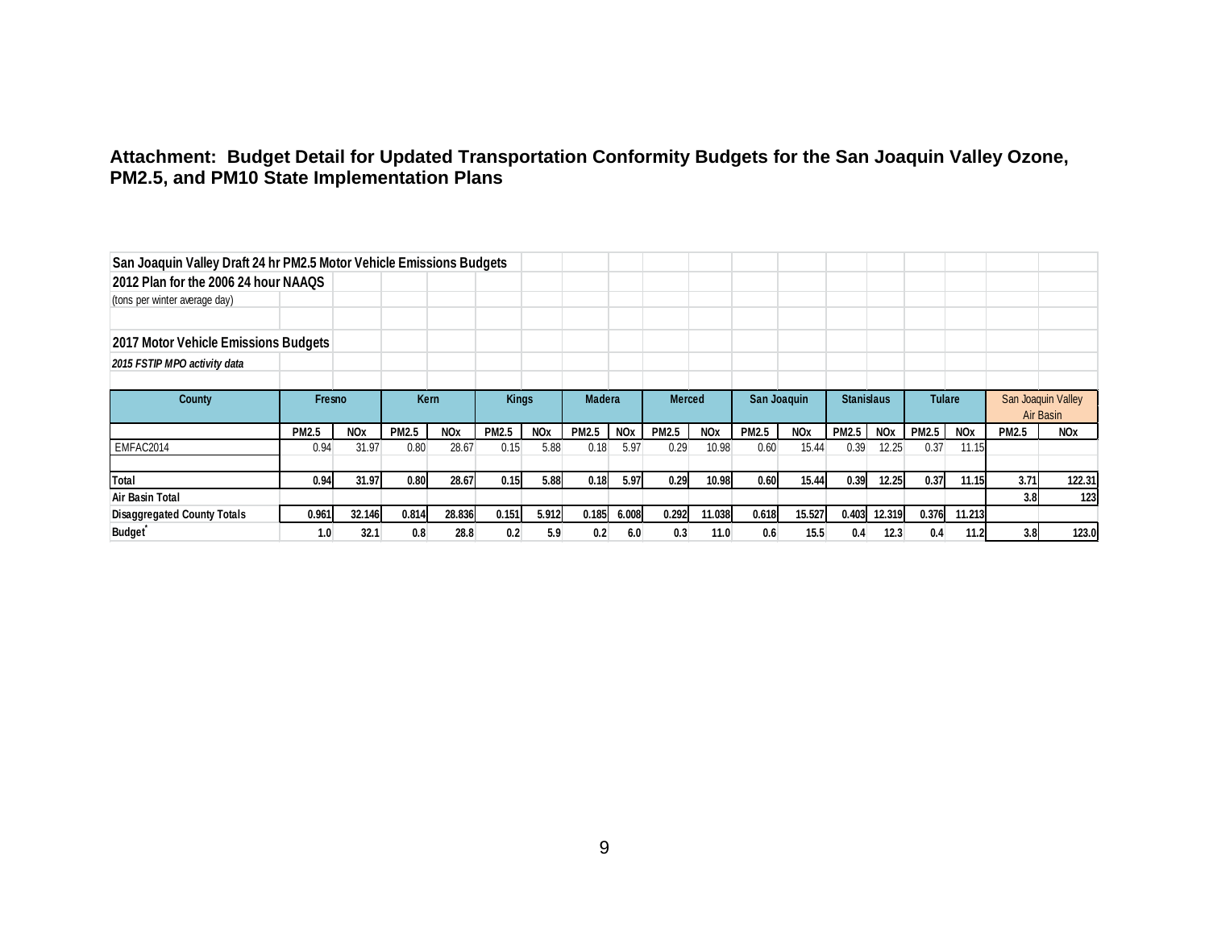**Attachment: Budget Detail for Updated Transportation Conformity Budgets for the San Joaquin Valley Ozone, PM2.5, and PM10 State Implementation Plans**

**San Joaquin Valley Draft 24 hr PM2.5 Motor Vehicle Emissions Budgets**

**2012 Plan for the 2006 24 hour NAAQS**

(tons per winter average day)

**2017 Motor Vehicle Emissions Budgets**

***2015 FSTIP MPO activity data***

| County | Fresno | | Kern | | Kings | | Madera | | Merced | | San Joaquin | | Stanislaus | | Tulare | | San Joaquin Valley Air Basin | |
|---|---|---|---|---|---|---|---|---|---|---|---|---|---|---|---|---|---|---|
| | PM2.5 | NOx | PM2.5 | NOx | PM2.5 | NOx | PM2.5 | NOx | PM2.5 | NOx | PM2.5 | NOx | PM2.5 | NOx | PM2.5 | NOx | PM2.5 | NOx |
| EMFAC2014 | 0.94 | 31.97 | 0.80 | 28.67 | 0.15 | 5.88 | 0.18 | 5.97 | 0.29 | 10.98 | 0.60 | 15.44 | 0.39 | 12.25 | 0.37 | 11.15 | | |
| **Total** | **0.94** | **31.97** | **0.80** | **28.67** | **0.15** | **5.88** | **0.18** | **5.97** | **0.29** | **10.98** | **0.60** | **15.44** | **0.39** | **12.25** | **0.37** | **11.15** | **3.71** | **122.31** |
| **Air Basin Total** | | | | | | | | | | | | | | | | | **3.8** | **123** |
| **Disaggregated County Totals** | **0.961** | **32.146** | **0.814** | **28.836** | **0.151** | **5.912** | **0.185** | **6.008** | **0.292** | **11.038** | **0.618** | **15.527** | **0.403** | **12.319** | **0.376** | **11.213** | | |
| **Budget*** | **1.0** | **32.1** | **0.8** | **28.8** | **0.2** | **5.9** | **0.2** | **6.0** | **0.3** | **11.0** | **0.6** | **15.5** | **0.4** | **12.3** | **0.4** | **11.2** | **3.8** | **123.0** |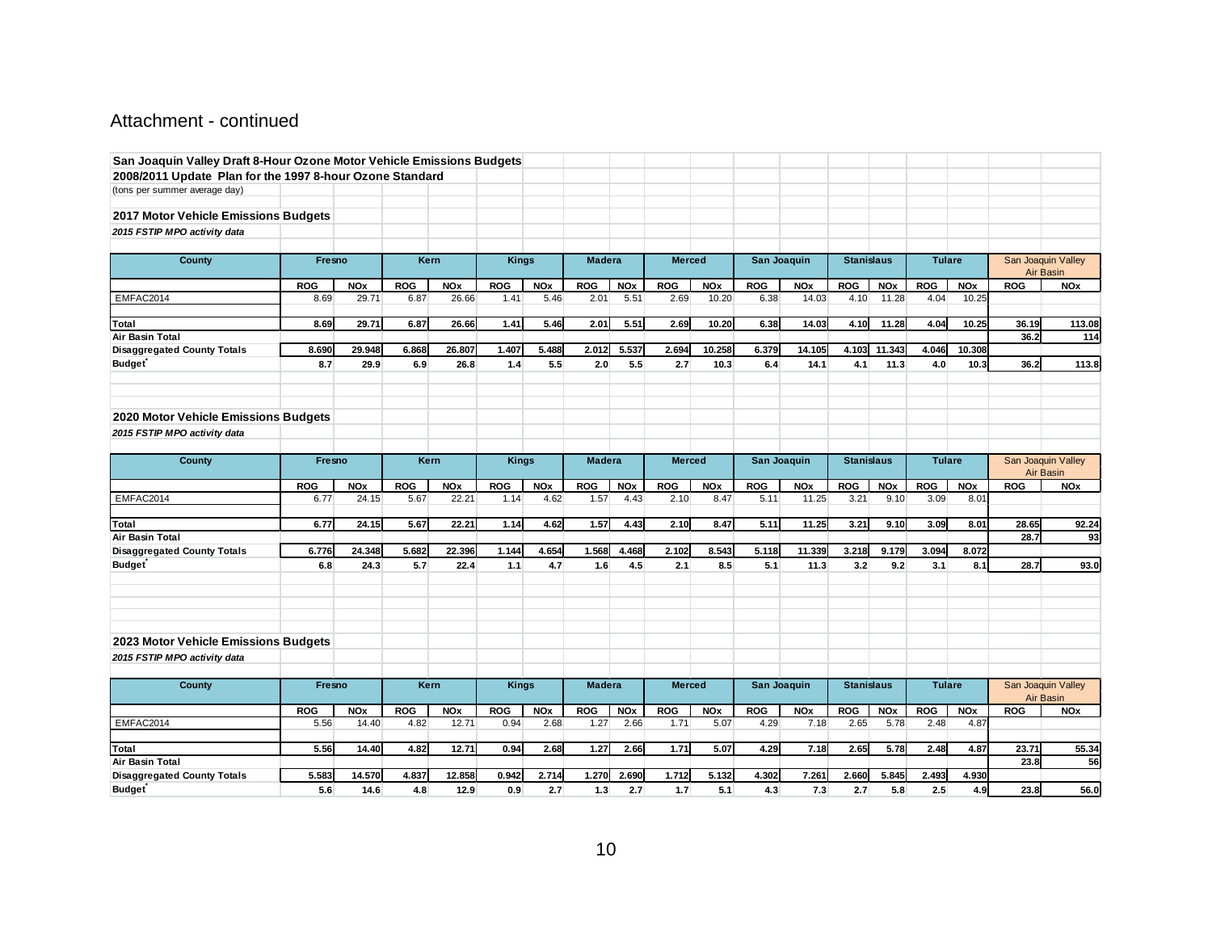Attachment - continued

**San Joaquin Valley Draft 8-Hour Ozone Motor Vehicle Emissions Budgets**

**2008/2011 Update Plan for the 1997 8-hour Ozone Standard**

(tons per summer average day)

**2017 Motor Vehicle Emissions Budgets**

***2015 FSTIP MPO activity data***

| County | Fresno | | Kern | | Kings | | Madera | | Merced | | San Joaquin | | Stanislaus | | Tulare | | San Joaquin Valley Air Basin | |
|---|---|---|---|---|---|---|---|---|---|---|---|---|---|---|---|---|---|---|
| | ROG | NOx | ROG | NOx | ROG | NOx | ROG | NOx | ROG | NOx | ROG | NOx | ROG | NOx | ROG | NOx | ROG | NOx |
| EMFAC2014 | 8.69 | 29.71 | 6.87 | 26.66 | 1.41 | 5.46 | 2.01 | 5.51 | 2.69 | 10.20 | 6.38 | 14.03 | 4.10 | 11.28 | 4.04 | 10.25 | | |
| **Total** | **8.69** | **29.71** | **6.87** | **26.66** | **1.41** | **5.46** | **2.01** | **5.51** | **2.69** | **10.20** | **6.38** | **14.03** | **4.10** | **11.28** | **4.04** | **10.25** | **36.19** | **113.08** |
| **Air Basin Total** | | | | | | | | | | | | | | | | | **36.2** | **114** |
| **Disaggregated County Totals** | **8.690** | **29.948** | **6.868** | **26.807** | **1.407** | **5.488** | **2.012** | **5.537** | **2.694** | **10.258** | **6.379** | **14.105** | **4.103** | **11.343** | **4.046** | **10.308** | | |
| **Budget*** | **8.7** | **29.9** | **6.9** | **26.8** | **1.4** | **5.5** | **2.0** | **5.5** | **2.7** | **10.3** | **6.4** | **14.1** | **4.1** | **11.3** | **4.0** | **10.3** | **36.2** | **113.8** |

**2020 Motor Vehicle Emissions Budgets**

***2015 FSTIP MPO activity data***

| County | Fresno | | Kern | | Kings | | Madera | | Merced | | San Joaquin | | Stanislaus | | Tulare | | San Joaquin Valley Air Basin | |
|---|---|---|---|---|---|---|---|---|---|---|---|---|---|---|---|---|---|---|
| | ROG | NOx | ROG | NOx | ROG | NOx | ROG | NOx | ROG | NOx | ROG | NOx | ROG | NOx | ROG | NOx | ROG | NOx |
| EMFAC2014 | 6.77 | 24.15 | 5.67 | 22.21 | 1.14 | 4.62 | 1.57 | 4.43 | 2.10 | 8.47 | 5.11 | 11.25 | 3.21 | 9.10 | 3.09 | 8.01 | | |
| **Total** | **6.77** | **24.15** | **5.67** | **22.21** | **1.14** | **4.62** | **1.57** | **4.43** | **2.10** | **8.47** | **5.11** | **11.25** | **3.21** | **9.10** | **3.09** | **8.01** | **28.65** | **92.24** |
| **Air Basin Total** | | | | | | | | | | | | | | | | | **28.7** | **93** |
| **Disaggregated County Totals** | **6.776** | **24.348** | **5.682** | **22.396** | **1.144** | **4.654** | **1.568** | **4.468** | **2.102** | **8.543** | **5.118** | **11.339** | **3.218** | **9.179** | **3.094** | **8.072** | | |
| **Budget*** | **6.8** | **24.3** | **5.7** | **22.4** | **1.1** | **4.7** | **1.6** | **4.5** | **2.1** | **8.5** | **5.1** | **11.3** | **3.2** | **9.2** | **3.1** | **8.1** | **28.7** | **93.0** |

**2023 Motor Vehicle Emissions Budgets**

***2015 FSTIP MPO activity data***

| County | Fresno | | Kern | | Kings | | Madera | | Merced | | San Joaquin | | Stanislaus | | Tulare | | San Joaquin Valley Air Basin | |
|---|---|---|---|---|---|---|---|---|---|---|---|---|---|---|---|---|---|---|
| | ROG | NOx | ROG | NOx | ROG | NOx | ROG | NOx | ROG | NOx | ROG | NOx | ROG | NOx | ROG | NOx | ROG | NOx |
| EMFAC2014 | 5.56 | 14.40 | 4.82 | 12.71 | 0.94 | 2.68 | 1.27 | 2.66 | 1.71 | 5.07 | 4.29 | 7.18 | 2.65 | 5.78 | 2.48 | 4.87 | | |
| **Total** | **5.56** | **14.40** | **4.82** | **12.71** | **0.94** | **2.68** | **1.27** | **2.66** | **1.71** | **5.07** | **4.29** | **7.18** | **2.65** | **5.78** | **2.48** | **4.87** | **23.71** | **55.34** |
| **Air Basin Total** | | | | | | | | | | | | | | | | | **23.8** | **56** |
| **Disaggregated County Totals** | **5.583** | **14.570** | **4.837** | **12.858** | **0.942** | **2.714** | **1.270** | **2.690** | **1.712** | **5.132** | **4.302** | **7.261** | **2.660** | **5.845** | **2.493** | **4.930** | | |
| **Budget*** | **5.6** | **14.6** | **4.8** | **12.9** | **0.9** | **2.7** | **1.3** | **2.7** | **1.7** | **5.1** | **4.3** | **7.3** | **2.7** | **5.8** | **2.5** | **4.9** | **23.8** | **56.0** |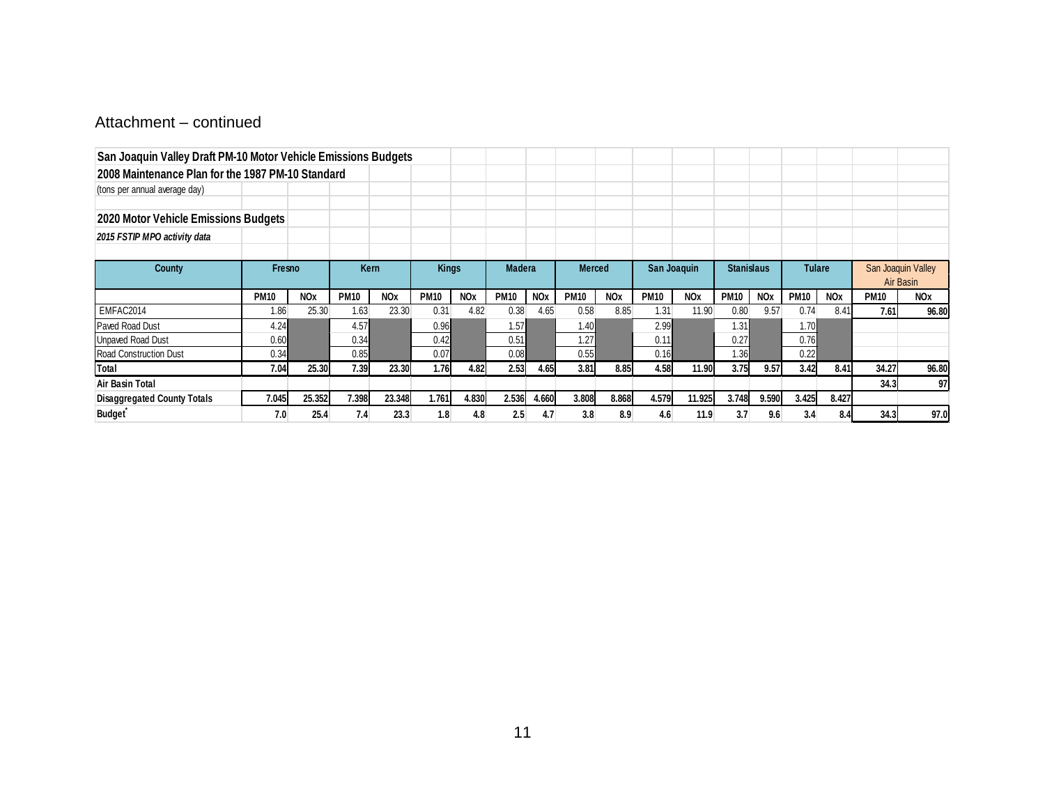Attachment – continued

**San Joaquin Valley Draft PM-10 Motor Vehicle Emissions Budgets**

**2008 Maintenance Plan for the 1987 PM-10 Standard**

(tons per annual average day)

**2020 Motor Vehicle Emissions Budgets**

***2015 FSTIP MPO activity data***

| County | Fresno | | Kern | | Kings | | Madera | | Merced | | San Joaquin | | Stanislaus | | Tulare | | San Joaquin Valley Air Basin | |
|---|---|---|---|---|---|---|---|---|---|---|---|---|---|---|---|---|---|---|
| | **PM10** | **NOx** | **PM10** | **NOx** | **PM10** | **NOx** | **PM10** | **NOx** | **PM10** | **NOx** | **PM10** | **NOx** | **PM10** | **NOx** | **PM10** | **NOx** | **PM10** | **NOx** |
| EMFAC2014 | 1.86 | 25.30 | 1.63 | 23.30 | 0.31 | 4.82 | 0.38 | 4.65 | 0.58 | 8.85 | 1.31 | 11.90 | 0.80 | 9.57 | 0.74 | 8.41 | **7.61** | **96.80** |
| Paved Road Dust | 4.24 | | 4.57 | | 0.96 | | 1.57 | | 1.40 | | 2.99 | | 1.31 | | 1.70 | | | |
| Unpaved Road Dust | 0.60 | | 0.34 | | 0.42 | | 0.51 | | 1.27 | | 0.11 | | 0.27 | | 0.76 | | | |
| Road Construction Dust | 0.34 | | 0.85 | | 0.07 | | 0.08 | | 0.55 | | 0.16 | | 1.36 | | 0.22 | | | |
| **Total** | **7.04** | **25.30** | **7.39** | **23.30** | **1.76** | **4.82** | **2.53** | **4.65** | **3.81** | **8.85** | **4.58** | **11.90** | **3.75** | **9.57** | **3.42** | **8.41** | **34.27** | **96.80** |
| **Air Basin Total** | | | | | | | | | | | | | | | | | **34.3** | **97** |
| **Disaggregated County Totals** | **7.045** | **25.352** | **7.398** | **23.348** | **1.761** | **4.830** | **2.536** | **4.660** | **3.808** | **8.868** | **4.579** | **11.925** | **3.748** | **9.590** | **3.425** | **8.427** | | |
| **Budget*** | **7.0** | **25.4** | **7.4** | **23.3** | **1.8** | **4.8** | **2.5** | **4.7** | **3.8** | **8.9** | **4.6** | **11.9** | **3.7** | **9.6** | **3.4** | **8.4** | **34.3** | **97.0** |